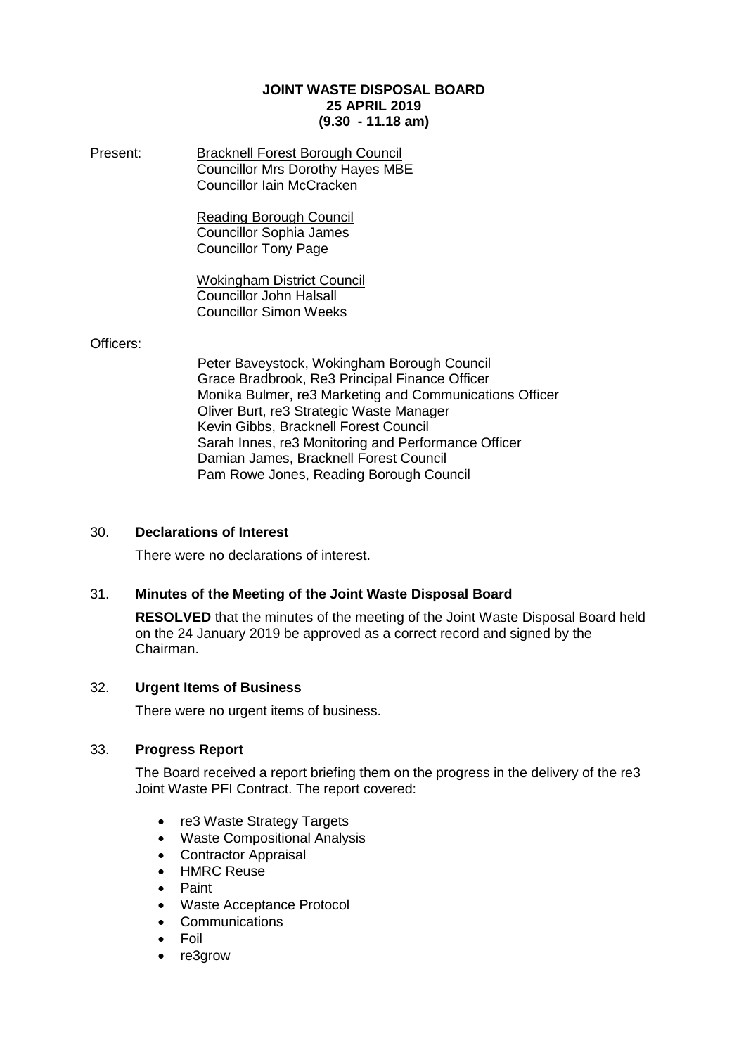# JOINT WASTE DISPOSAL BOARD
## 25 APRIL 2019
## (9.30 - 11.18 am)

Present:

Bracknell Forest Borough Council
Councillor Mrs Dorothy Hayes MBE
Councillor Iain McCracken

Reading Borough Council
Councillor Sophia James
Councillor Tony Page

Wokingham District Council
Councillor John Halsall
Councillor Simon Weeks

Officers:

Peter Baveystock, Wokingham Borough Council
Grace Bradbrook, Re3 Principal Finance Officer
Monika Bulmer, re3 Marketing and Communications Officer
Oliver Burt, re3 Strategic Waste Manager
Kevin Gibbs, Bracknell Forest Council
Sarah Innes, re3 Monitoring and Performance Officer
Damian James, Bracknell Forest Council
Pam Rowe Jones, Reading Borough Council

### 30. Declarations of Interest

There were no declarations of interest.

### 31. Minutes of the Meeting of the Joint Waste Disposal Board

**RESOLVED** that the minutes of the meeting of the Joint Waste Disposal Board held on the 24 January 2019 be approved as a correct record and signed by the Chairman.

### 32. Urgent Items of Business

There were no urgent items of business.

### 33. Progress Report

The Board received a report briefing them on the progress in the delivery of the re3 Joint Waste PFI Contract. The report covered:

- re3 Waste Strategy Targets
- Waste Compositional Analysis
- Contractor Appraisal
- HMRC Reuse
- Paint
- Waste Acceptance Protocol
- Communications
- Foil
- re3grow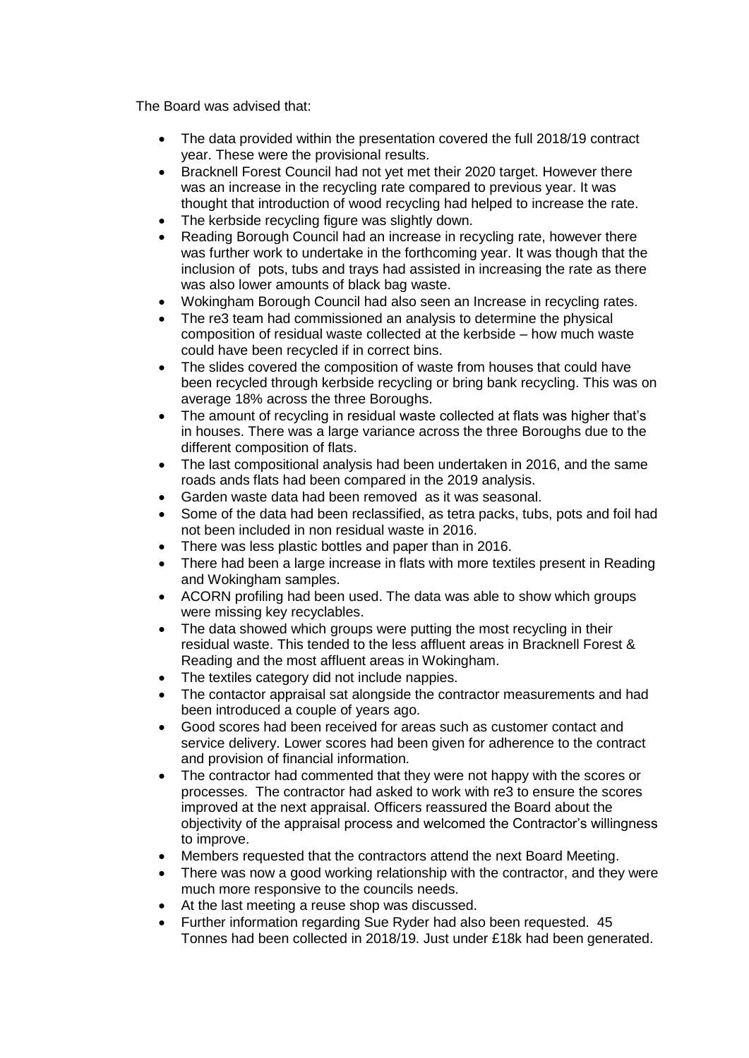The Board was advised that:

- The data provided within the presentation covered the full 2018/19 contract year. These were the provisional results.
- Bracknell Forest Council had not yet met their 2020 target. However there was an increase in the recycling rate compared to previous year. It was thought that introduction of wood recycling had helped to increase the rate.
- The kerbside recycling figure was slightly down.
- Reading Borough Council had an increase in recycling rate, however there was further work to undertake in the forthcoming year. It was though that the inclusion of pots, tubs and trays had assisted in increasing the rate as there was also lower amounts of black bag waste.
- Wokingham Borough Council had also seen an Increase in recycling rates.
- The re3 team had commissioned an analysis to determine the physical composition of residual waste collected at the kerbside – how much waste could have been recycled if in correct bins.
- The slides covered the composition of waste from houses that could have been recycled through kerbside recycling or bring bank recycling. This was on average 18% across the three Boroughs.
- The amount of recycling in residual waste collected at flats was higher that's in houses. There was a large variance across the three Boroughs due to the different composition of flats.
- The last compositional analysis had been undertaken in 2016, and the same roads ands flats had been compared in the 2019 analysis.
- Garden waste data had been removed as it was seasonal.
- Some of the data had been reclassified, as tetra packs, tubs, pots and foil had not been included in non residual waste in 2016.
- There was less plastic bottles and paper than in 2016.
- There had been a large increase in flats with more textiles present in Reading and Wokingham samples.
- ACORN profiling had been used. The data was able to show which groups were missing key recyclables.
- The data showed which groups were putting the most recycling in their residual waste. This tended to the less affluent areas in Bracknell Forest & Reading and the most affluent areas in Wokingham.
- The textiles category did not include nappies.
- The contactor appraisal sat alongside the contractor measurements and had been introduced a couple of years ago.
- Good scores had been received for areas such as customer contact and service delivery. Lower scores had been given for adherence to the contract and provision of financial information.
- The contractor had commented that they were not happy with the scores or processes. The contractor had asked to work with re3 to ensure the scores improved at the next appraisal. Officers reassured the Board about the objectivity of the appraisal process and welcomed the Contractor's willingness to improve.
- Members requested that the contractors attend the next Board Meeting.
- There was now a good working relationship with the contractor, and they were much more responsive to the councils needs.
- At the last meeting a reuse shop was discussed.
- Further information regarding Sue Ryder had also been requested. 45 Tonnes had been collected in 2018/19. Just under £18k had been generated.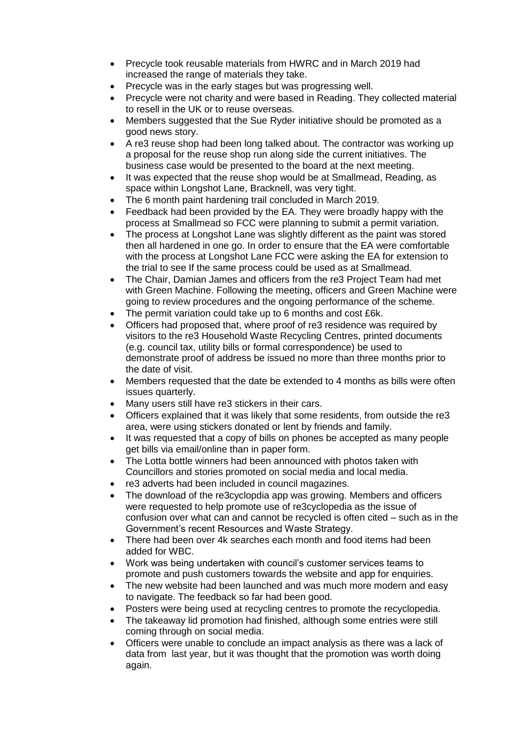- Precycle took reusable materials from HWRC and in March 2019 had increased the range of materials they take.
- Precycle was in the early stages but was progressing well.
- Precycle were not charity and were based in Reading. They collected material to resell in the UK or to reuse overseas.
- Members suggested that the Sue Ryder initiative should be promoted as a good news story.
- A re3 reuse shop had been long talked about. The contractor was working up a proposal for the reuse shop run along side the current initiatives. The business case would be presented to the board at the next meeting.
- It was expected that the reuse shop would be at Smallmead, Reading, as space within Longshot Lane, Bracknell, was very tight.
- The 6 month paint hardening trail concluded in March 2019.
- Feedback had been provided by the EA. They were broadly happy with the process at Smallmead so FCC were planning to submit a permit variation.
- The process at Longshot Lane was slightly different as the paint was stored then all hardened in one go. In order to ensure that the EA were comfortable with the process at Longshot Lane FCC were asking the EA for extension to the trial to see If the same process could be used as at Smallmead.
- The Chair, Damian James and officers from the re3 Project Team had met with Green Machine. Following the meeting, officers and Green Machine were going to review procedures and the ongoing performance of the scheme.
- The permit variation could take up to 6 months and cost £6k.
- Officers had proposed that, where proof of re3 residence was required by visitors to the re3 Household Waste Recycling Centres, printed documents (e.g. council tax, utility bills or formal correspondence) be used to demonstrate proof of address be issued no more than three months prior to the date of visit.
- Members requested that the date be extended to 4 months as bills were often issues quarterly.
- Many users still have re3 stickers in their cars.
- Officers explained that it was likely that some residents, from outside the re3 area, were using stickers donated or lent by friends and family.
- It was requested that a copy of bills on phones be accepted as many people get bills via email/online than in paper form.
- The Lotta bottle winners had been announced with photos taken with Councillors and stories promoted on social media and local media.
- re3 adverts had been included in council magazines.
- The download of the re3cyclopdia app was growing. Members and officers were requested to help promote use of re3cyclopedia as the issue of confusion over what can and cannot be recycled is often cited – such as in the Government's recent Resources and Waste Strategy.
- There had been over 4k searches each month and food items had been added for WBC.
- Work was being undertaken with council's customer services teams to promote and push customers towards the website and app for enquiries.
- The new website had been launched and was much more modern and easy to navigate. The feedback so far had been good.
- Posters were being used at recycling centres to promote the recyclopedia.
- The takeaway lid promotion had finished, although some entries were still coming through on social media.
- Officers were unable to conclude an impact analysis as there was a lack of data from last year, but it was thought that the promotion was worth doing again.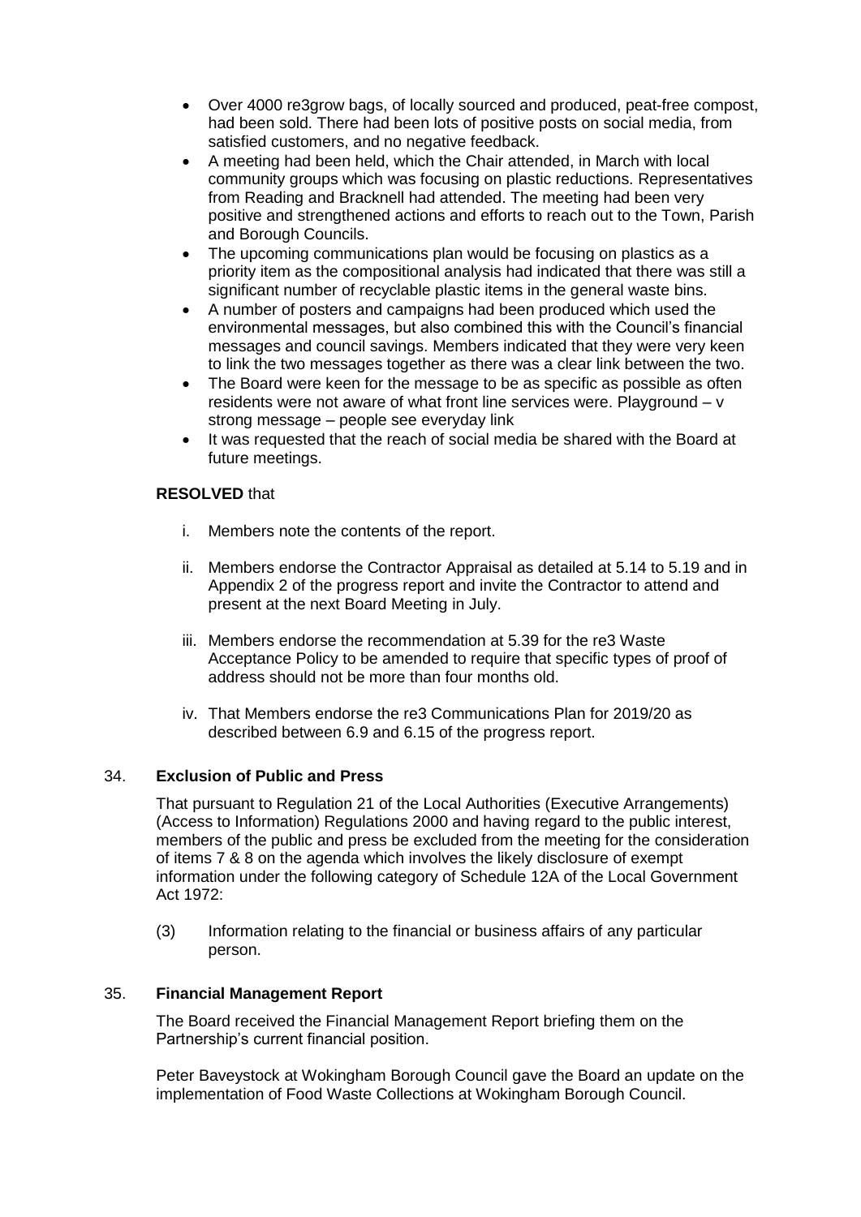- Over 4000 re3grow bags, of locally sourced and produced, peat-free compost, had been sold. There had been lots of positive posts on social media, from satisfied customers, and no negative feedback.
- A meeting had been held, which the Chair attended, in March with local community groups which was focusing on plastic reductions. Representatives from Reading and Bracknell had attended. The meeting had been very positive and strengthened actions and efforts to reach out to the Town, Parish and Borough Councils.
- The upcoming communications plan would be focusing on plastics as a priority item as the compositional analysis had indicated that there was still a significant number of recyclable plastic items in the general waste bins.
- A number of posters and campaigns had been produced which used the environmental messages, but also combined this with the Council's financial messages and council savings. Members indicated that they were very keen to link the two messages together as there was a clear link between the two.
- The Board were keen for the message to be as specific as possible as often residents were not aware of what front line services were. Playground – v strong message – people see everyday link
- It was requested that the reach of social media be shared with the Board at future meetings.

**RESOLVED** that

i. Members note the contents of the report.

ii. Members endorse the Contractor Appraisal as detailed at 5.14 to 5.19 and in Appendix 2 of the progress report and invite the Contractor to attend and present at the next Board Meeting in July.

iii. Members endorse the recommendation at 5.39 for the re3 Waste Acceptance Policy to be amended to require that specific types of proof of address should not be more than four months old.

iv. That Members endorse the re3 Communications Plan for 2019/20 as described between 6.9 and 6.15 of the progress report.

## 34. **Exclusion of Public and Press**

That pursuant to Regulation 21 of the Local Authorities (Executive Arrangements) (Access to Information) Regulations 2000 and having regard to the public interest, members of the public and press be excluded from the meeting for the consideration of items 7 & 8 on the agenda which involves the likely disclosure of exempt information under the following category of Schedule 12A of the Local Government Act 1972:

(3) Information relating to the financial or business affairs of any particular person.

## 35. **Financial Management Report**

The Board received the Financial Management Report briefing them on the Partnership's current financial position.

Peter Baveystock at Wokingham Borough Council gave the Board an update on the implementation of Food Waste Collections at Wokingham Borough Council.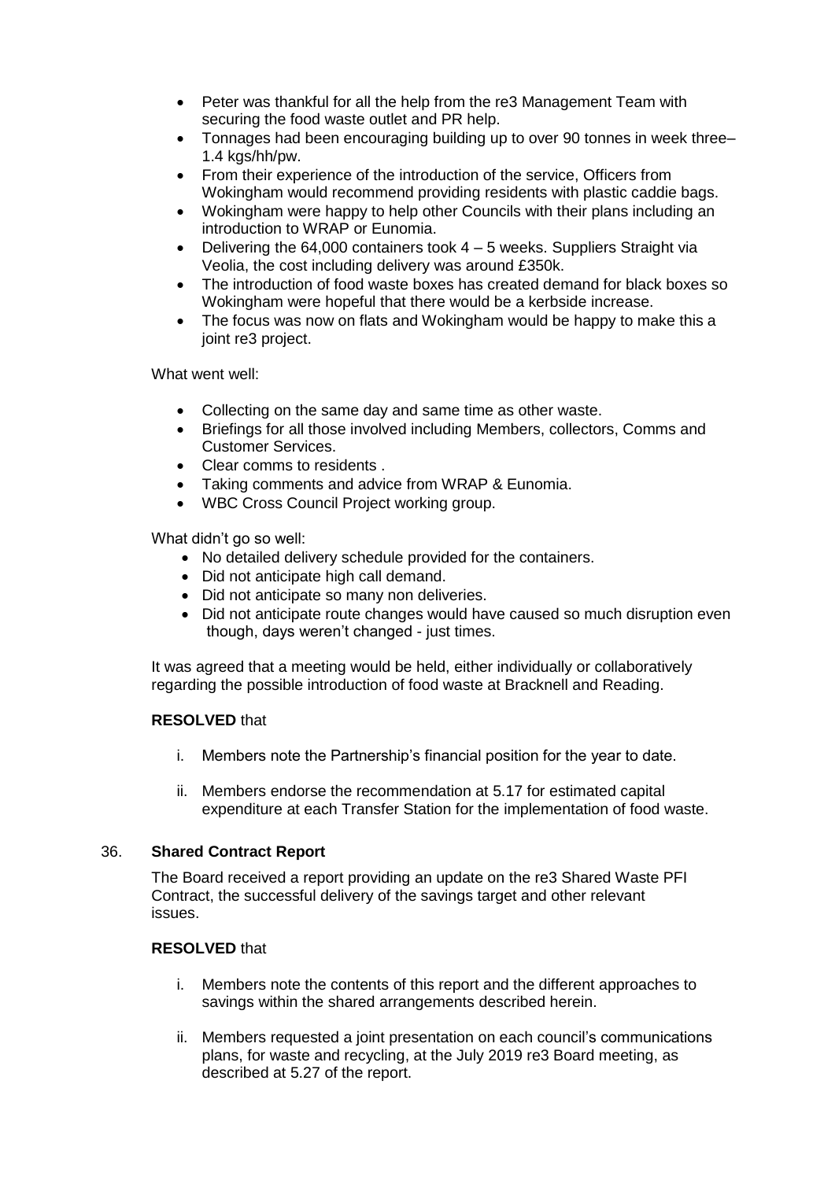- Peter was thankful for all the help from the re3 Management Team with securing the food waste outlet and PR help.
- Tonnages had been encouraging building up to over 90 tonnes in week three– 1.4 kgs/hh/pw.
- From their experience of the introduction of the service, Officers from Wokingham would recommend providing residents with plastic caddie bags.
- Wokingham were happy to help other Councils with their plans including an introduction to WRAP or Eunomia.
- Delivering the 64,000 containers took 4 – 5 weeks. Suppliers Straight via Veolia, the cost including delivery was around £350k.
- The introduction of food waste boxes has created demand for black boxes so Wokingham were hopeful that there would be a kerbside increase.
- The focus was now on flats and Wokingham would be happy to make this a joint re3 project.

What went well:

- Collecting on the same day and same time as other waste.
- Briefings for all those involved including Members, collectors, Comms and Customer Services.
- Clear comms to residents .
- Taking comments and advice from WRAP & Eunomia.
- WBC Cross Council Project working group.

What didn't go so well:

- No detailed delivery schedule provided for the containers.
- Did not anticipate high call demand.
- Did not anticipate so many non deliveries.
- Did not anticipate route changes would have caused so much disruption even though, days weren't changed - just times.

It was agreed that a meeting would be held, either individually or collaboratively regarding the possible introduction of food waste at Bracknell and Reading.

**RESOLVED** that

i. Members note the Partnership's financial position for the year to date.

ii. Members endorse the recommendation at 5.17 for estimated capital expenditure at each Transfer Station for the implementation of food waste.

## 36. **Shared Contract Report**

The Board received a report providing an update on the re3 Shared Waste PFI Contract, the successful delivery of the savings target and other relevant issues.

**RESOLVED** that

i. Members note the contents of this report and the different approaches to savings within the shared arrangements described herein.

ii. Members requested a joint presentation on each council's communications plans, for waste and recycling, at the July 2019 re3 Board meeting, as described at 5.27 of the report.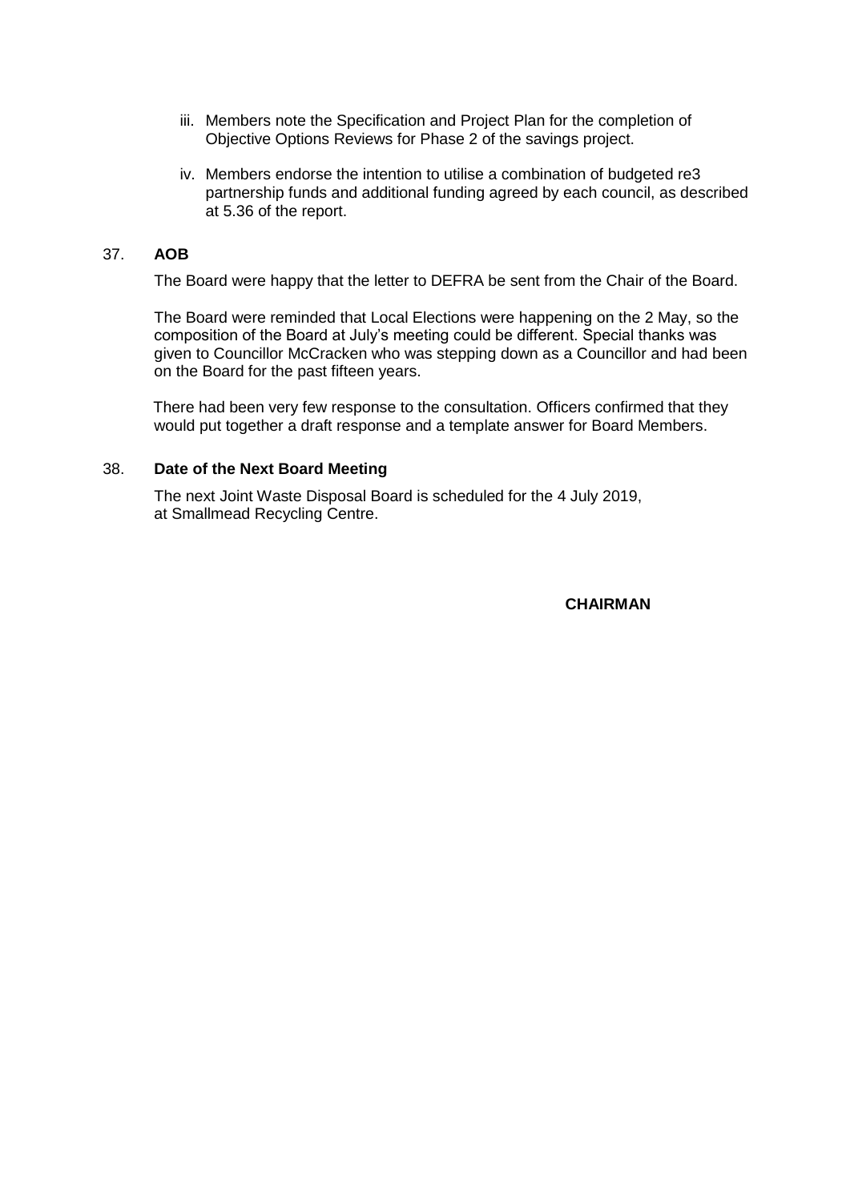iii. Members note the Specification and Project Plan for the completion of Objective Options Reviews for Phase 2 of the savings project.

iv. Members endorse the intention to utilise a combination of budgeted re3 partnership funds and additional funding agreed by each council, as described at 5.36 of the report.

## 37. **AOB**

The Board were happy that the letter to DEFRA be sent from the Chair of the Board.

The Board were reminded that Local Elections were happening on the 2 May, so the composition of the Board at July's meeting could be different. Special thanks was given to Councillor McCracken who was stepping down as a Councillor and had been on the Board for the past fifteen years.

There had been very few response to the consultation. Officers confirmed that they would put together a draft response and a template answer for Board Members.

## 38. **Date of the Next Board Meeting**

The next Joint Waste Disposal Board is scheduled for the 4 July 2019, at Smallmead Recycling Centre.

**CHAIRMAN**